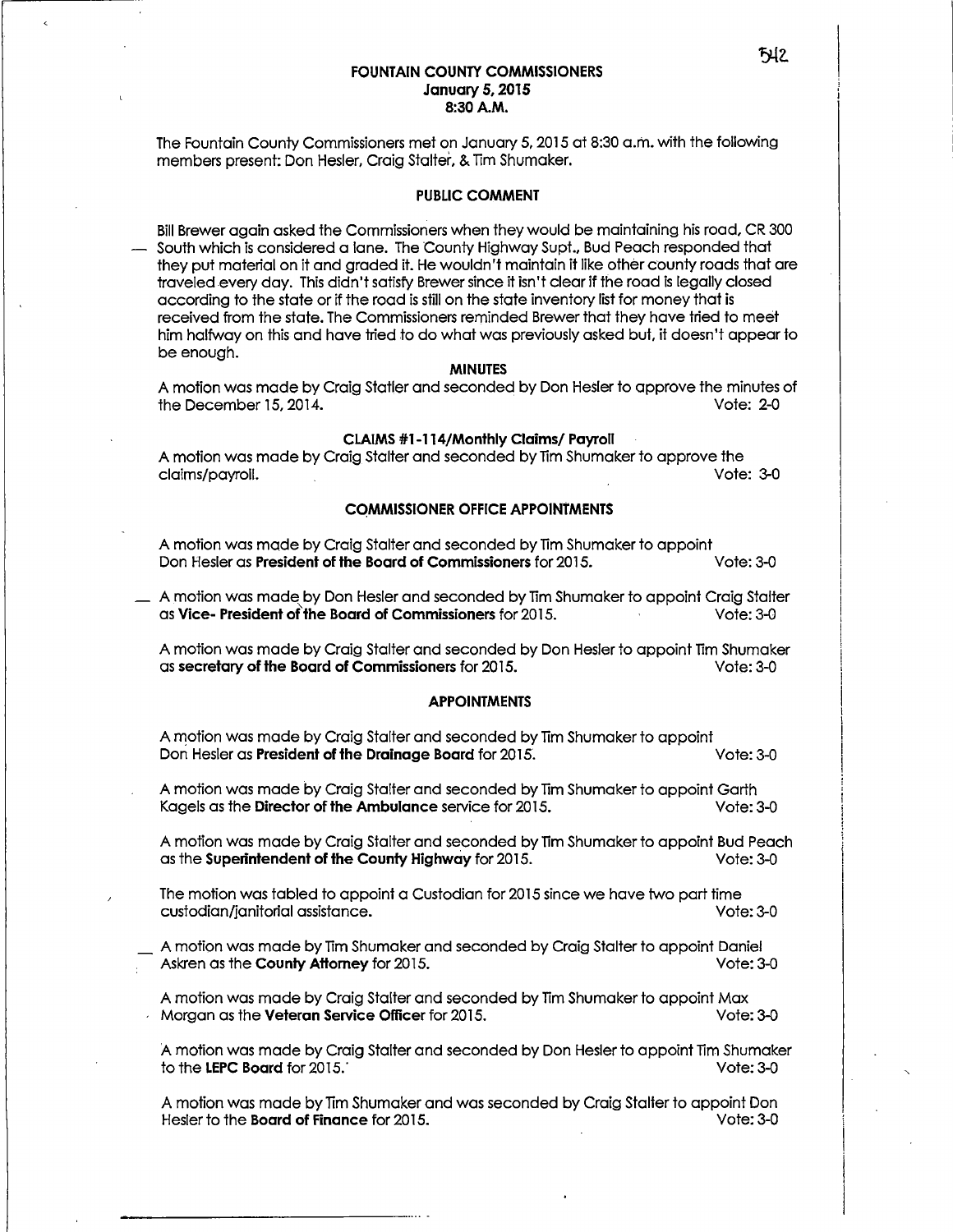# FOUNTAIN COUNTY COMMISSIONERS
## January 5, 2015
## 8:30 A.M.

The Fountain County Commissioners met on January 5, 2015 at 8:30 a.m. with the following members present: Don Hesler, Craig Stalter, & Tim Shumaker.

### PUBLIC COMMENT

Bill Brewer again asked the Commissioners when they would be maintaining his road, CR 300 South which is considered a lane. The County Highway Supt., Bud Peach responded that they put material on it and graded it. He wouldn't maintain it like other county roads that are traveled every day. This didn't satisfy Brewer since it isn't clear if the road is legally closed according to the state or if the road is still on the state inventory list for money that is received from the state. The Commissioners reminded Brewer that they have tried to meet him halfway on this and have tried to do what was previously asked but, it doesn't appear to be enough.

### MINUTES

A motion was made by Craig Statler and seconded by Don Hesler to approve the minutes of the December 15, 2014. Vote: 2-0

### CLAIMS #1-114/Monthly Claims/ Payroll

A motion was made by Craig Stalter and seconded by Tim Shumaker to approve the claims/payroll. Vote: 3-0

### COMMISSIONER OFFICE APPOINTMENTS

A motion was made by Craig Stalter and seconded by Tim Shumaker to appoint Don Hesler as **President of the Board of Commissioners** for 2015. Vote: 3-0

A motion was made by Don Hesler and seconded by Tim Shumaker to appoint Craig Stalter as **Vice- President of the Board of Commissioners** for 2015. Vote: 3-0

A motion was made by Craig Stalter and seconded by Don Hesler to appoint Tim Shumaker as **secretary of the Board of Commissioners** for 2015. Vote: 3-0

### APPOINTMENTS

A motion was made by Craig Stalter and seconded by Tim Shumaker to appoint Don Hesler as **President of the Drainage Board** for 2015. Vote: 3-0

A motion was made by Craig Stalter and seconded by Tim Shumaker to appoint Garth Kagels as the **Director of the Ambulance** service for 2015. Vote: 3-0

A motion was made by Craig Stalter and seconded by Tim Shumaker to appoint Bud Peach as the **Superintendent of the County Highway** for 2015. Vote: 3-0

The motion was tabled to appoint a Custodian for 2015 since we have two part time custodian/janitorial assistance. Vote: 3-0

A motion was made by Tim Shumaker and seconded by Craig Stalter to appoint Daniel Askren as the **County Attorney** for 2015. Vote: 3-0

A motion was made by Craig Stalter and seconded by Tim Shumaker to appoint Max Morgan as the **Veteran Service Officer** for 2015. Vote: 3-0

A motion was made by Craig Stalter and seconded by Don Hesler to appoint Tim Shumaker to the **LEPC Board** for 2015. Vote: 3-0

A motion was made by Tim Shumaker and was seconded by Craig Stalter to appoint Don Hesler to the **Board of Finance** for 2015. Vote: 3-0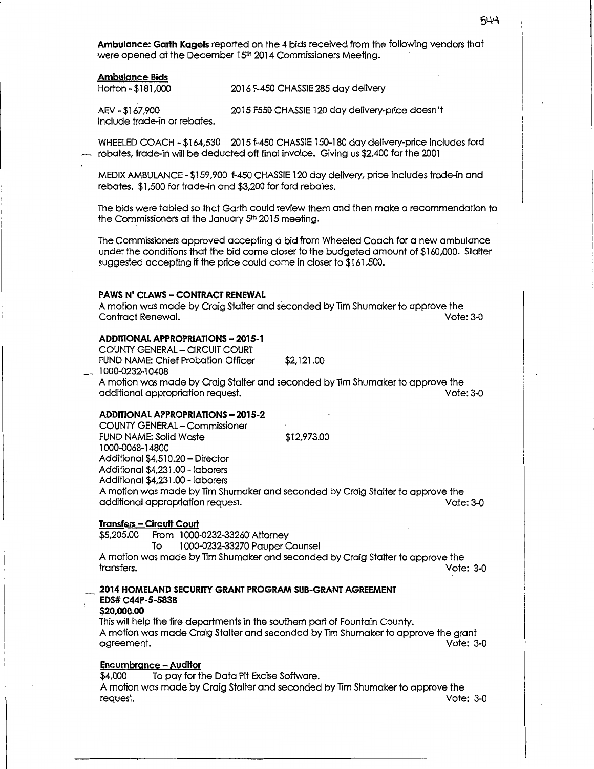**Ambulance: Garth Kagels** reported on the 4 bids received from the following vendors that were opened at the December 15th 2014 Commissioners Meeting.

**Ambulance Bids**

Horton - $181,000 2016 F-450 CHASSIE 285 day delivery

AEV - $167,900 2015 F550 CHASSIE 120 day delivery-price doesn't include trade-in or rebates.

WHEELED COACH - $164,530 2015 f-450 CHASSIE 150-180 day delivery-price includes ford rebates, trade-in will be deducted off final invoice. Giving us $2,400 for the 2001

MEDIX AMBULANCE - $159,900 f-450 CHASSIE 120 day delivery, price includes trade-in and rebates. $1,500 for trade-in and $3,200 for ford rebates.

The bids were tabled so that Garth could review them and then make a recommendation to the Commissioners at the January 5th 2015 meeting.

The Commissioners approved accepting a bid from Wheeled Coach for a new ambulance under the conditions that the bid come closer to the budgeted amount of $160,000. Stalter suggested accepting if the price could come in closer to $161,500.

**PAWS N' CLAWS – CONTRACT RENEWAL**

A motion was made by Craig Stalter and seconded by Tim Shumaker to approve the Contract Renewal. Vote: 3-0

**ADDITIONAL APPROPRIATIONS – 2015-1**

COUNTY GENERAL – CIRCUIT COURT
FUND NAME: Chief Probation Officer $2,121.00
1000-0232-10408

A motion was made by Craig Stalter and seconded by Tim Shumaker to approve the additional appropriation request. Vote: 3-0

**ADDITIONAL APPROPRIATIONS – 2015-2**

COUNTY GENERAL – Commissioner
FUND NAME: Solid Waste $12,973.00
1000-0068-14800
Additional $4,510.20 – Director
Additional $4,231.00 - laborers
Additional $4,231.00 - laborers

A motion was made by Tim Shumaker and seconded by Craig Stalter to approve the additional appropriation request. Vote: 3-0

**Transfers – Circuit Court**

$5,205.00 From 1000-0232-33260 Attorney
To 1000-0232-33270 Pauper Counsel

A motion was made by Tim Shumaker and seconded by Craig Stalter to approve the transfers. Vote: 3-0

**2014 HOMELAND SECURITY GRANT PROGRAM SUB-GRANT AGREEMENT**
**EDS# C44P-5-583B**
**$20,000.00**

This will help the fire departments in the southern part of Fountain County.
A motion was made Craig Stalter and seconded by Tim Shumaker to approve the grant agreement. Vote: 3-0

**Encumbrance – Auditor**

$4,000 To pay for the Data Pit Excise Software.

A motion was made by Craig Stalter and seconded by Tim Shumaker to approve the request. Vote: 3-0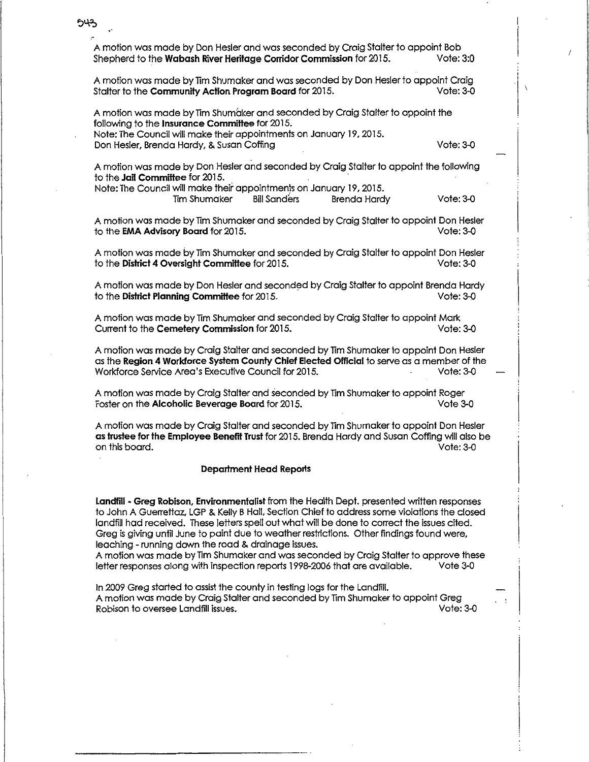A motion was made by Don Hesler and was seconded by Craig Stalter to appoint Bob Shepherd to the **Wabash River Heritage Corridor Commission** for 2015. Vote: 3:0

A motion was made by Tim Shumaker and was seconded by Don Hesler to appoint Craig Stalter to the **Community Action Program Board** for 2015. Vote: 3-0

A motion was made by Tim Shumaker and seconded by Craig Stalter to appoint the following to the **Insurance Committee** for 2015.
Note: The Council will make their appointments on January 19, 2015.
Don Hesler, Brenda Hardy, & Susan Coffing Vote: 3-0

A motion was made by Don Hesler and seconded by Craig Stalter to appoint the following to the **Jail Committee** for 2015.
Note: The Council will make their appointments on January 19, 2015.
Tim Shumaker Bill Sanders Brenda Hardy Vote: 3-0

A motion was made by Tim Shumaker and seconded by Craig Stalter to appoint Don Hesler to the **EMA Advisory Board** for 2015. Vote: 3-0

A motion was made by Tim Shumaker and seconded by Craig Stalter to appoint Don Hesler to the **District 4 Oversight Committee** for 2015. Vote: 3-0

A motion was made by Don Hesler and seconded by Craig Stalter to appoint Brenda Hardy to the **District Planning Committee** for 2015. Vote: 3-0

A motion was made by Tim Shumaker and seconded by Craig Stalter to appoint Mark Current to the **Cemetery Commission** for 2015. Vote: 3-0

A motion was made by Craig Stalter and seconded by Tim Shumaker to appoint Don Hesler as the **Region 4 Workforce System County Chief Elected Official** to serve as a member of the Workforce Service Area's Executive Council for 2015. Vote: 3-0

A motion was made by Craig Stalter and seconded by Tim Shumaker to appoint Roger Foster on the **Alcoholic Beverage Board** for 2015. Vote 3-0

A motion was made by Craig Stalter and seconded by Tim Shumaker to appoint Don Hesler **as trustee for the Employee Benefit Trust** for 2015. Brenda Hardy and Susan Coffing will also be on this board. Vote: 3-0

**Department Head Reports**

**Landfill - Greg Robison, Environmentalist** from the Health Dept. presented written responses to John A Guerrettaz, LGP & Kelly B Hall, Section Chief to address some violations the closed landfill had received. These letters spell out what will be done to correct the issues cited. Greg is giving until June to paint due to weather restrictions. Other findings found were, leaching - running down the road & drainage issues.
A motion was made by Tim Shumaker and was seconded by Craig Stalter to approve these letter responses along with inspection reports 1998-2006 that are available. Vote 3-0

In 2009 Greg started to assist the county in testing logs for the Landfill.
A motion was made by Craig Stalter and seconded by Tim Shumaker to appoint Greg Robison to oversee Landfill issues. Vote: 3-0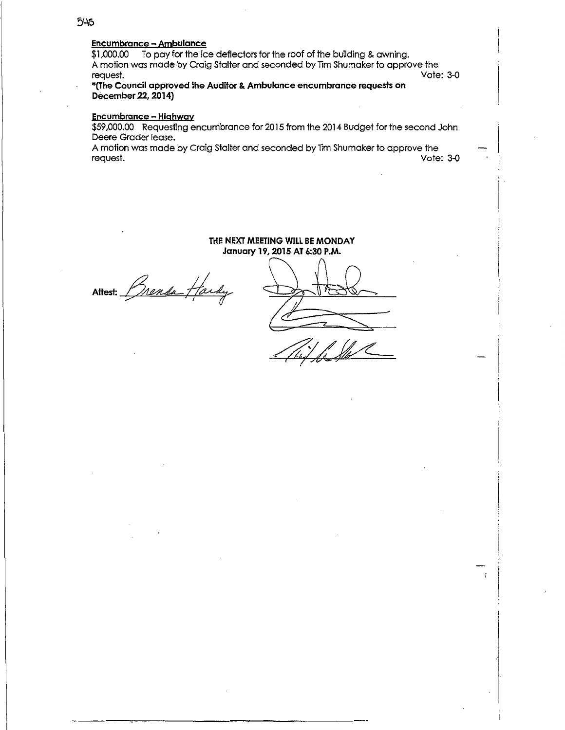**Encumbrance – Ambulance**

$1,000.00 To pay for the ice deflectors for the roof of the building & awning.
A motion was made by Craig Stalter and seconded by Tim Shumaker to approve the request. Vote: 3-0

***(The Council approved the Auditor & Ambulance encumbrance requests on December 22, 2014)**

**Encumbrance – Highway**

$59,000.00 Requesting encumbrance for 2015 from the 2014 Budget for the second John Deere Grader lease.
A motion was made by Craig Stalter and seconded by Tim Shumaker to approve the request. Vote: 3-0

**THE NEXT MEETING WILL BE MONDAY**
**January 19, 2015 AT 6:30 P.M.**

Attest: Brenda Hardy